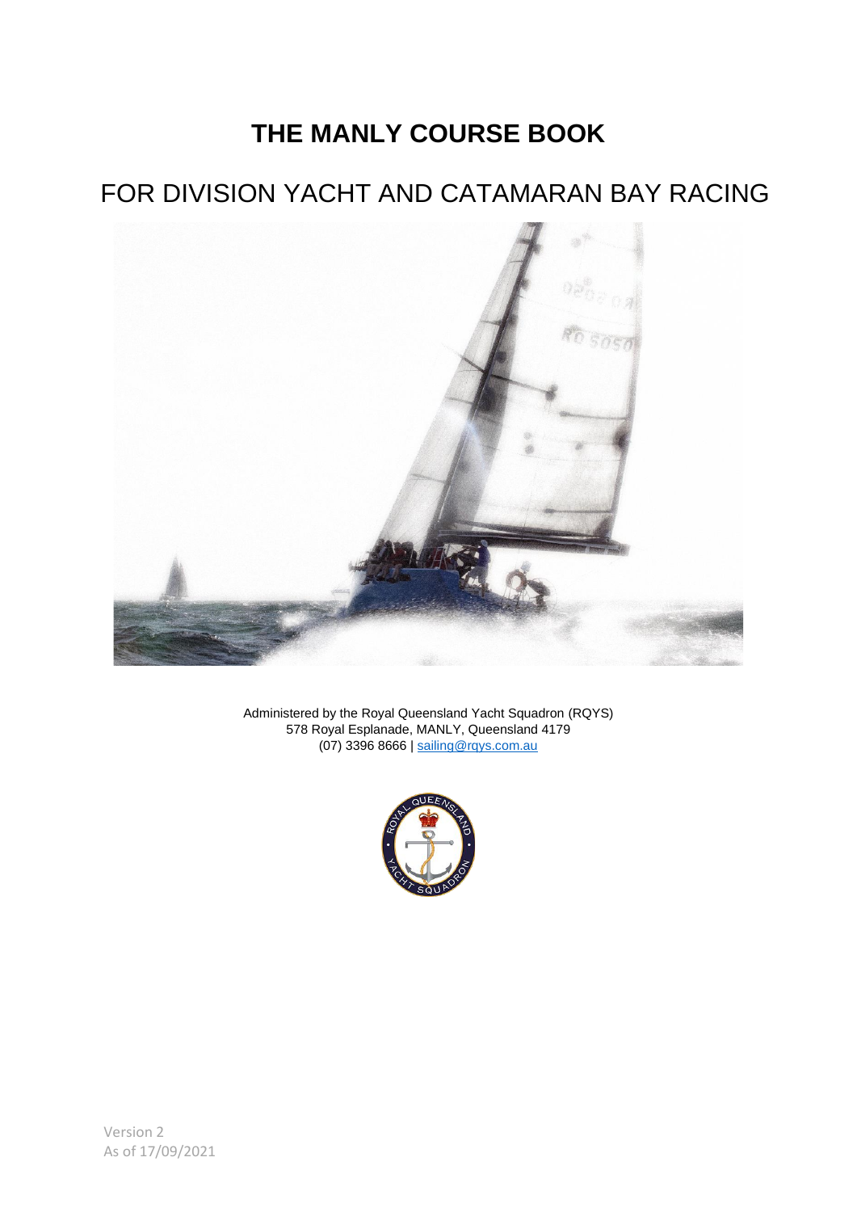# THE MANLY COURSE BOOK

## FOR DIVISION YACHT AND CATAMARAN BAY RACING

Administered by the Royal Queensland Yacht Squadron (RQYS)
578 Royal Esplanade, MANLY, Queensland 4179
(07) 3396 8666 | sailing@rqys.com.au

Version 2
As of 17/09/2021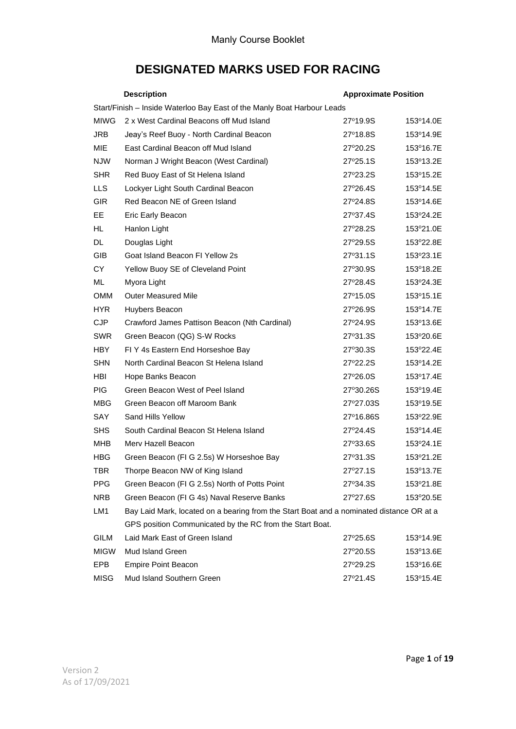# DESIGNATED MARKS USED FOR RACING

| | Description | Approximate Position | |
|---|---|---|---|
| | Start/Finish – Inside Waterloo Bay East of the Manly Boat Harbour Leads | | |
| MIWG | 2 x West Cardinal Beacons off Mud Island | 27º19.9S | 153º14.0E |
| JRB | Jeay's Reef Buoy - North Cardinal Beacon | 27º18.8S | 153º14.9E |
| MIE | East Cardinal Beacon off Mud Island | 27º20.2S | 153º16.7E |
| NJW | Norman J Wright Beacon (West Cardinal) | 27º25.1S | 153º13.2E |
| SHR | Red Buoy East of St Helena Island | 27º23.2S | 153º15.2E |
| LLS | Lockyer Light South Cardinal Beacon | 27º26.4S | 153º14.5E |
| GIR | Red Beacon NE of Green Island | 27º24.8S | 153º14.6E |
| EE | Eric Early Beacon | 27º37.4S | 153º24.2E |
| HL | Hanlon Light | 27º28.2S | 153º21.0E |
| DL | Douglas Light | 27º29.5S | 153º22.8E |
| GIB | Goat Island Beacon Fl Yellow 2s | 27º31.1S | 153º23.1E |
| CY | Yellow Buoy SE of Cleveland Point | 27º30.9S | 153º18.2E |
| ML | Myora Light | 27º28.4S | 153º24.3E |
| OMM | Outer Measured Mile | 27º15.0S | 153º15.1E |
| HYR | Huybers Beacon | 27º26.9S | 153º14.7E |
| CJP | Crawford James Pattison Beacon (Nth Cardinal) | 27º24.9S | 153º13.6E |
| SWR | Green Beacon (QG) S-W Rocks | 27º31.3S | 153º20.6E |
| HBY | Fl Y 4s Eastern End Horseshoe Bay | 27º30.3S | 153º22.4E |
| SHN | North Cardinal Beacon St Helena Island | 27º22.2S | 153º14.2E |
| HBI | Hope Banks Beacon | 27º26.0S | 153º17.4E |
| PIG | Green Beacon West of Peel Island | 27º30.26S | 153º19.4E |
| MBG | Green Beacon off Maroom Bank | 27º27.03S | 153º19.5E |
| SAY | Sand Hills Yellow | 27º16.86S | 153º22.9E |
| SHS | South Cardinal Beacon St Helena Island | 27º24.4S | 153º14.4E |
| MHB | Merv Hazell Beacon | 27º33.6S | 153º24.1E |
| HBG | Green Beacon (Fl G 2.5s) W Horseshoe Bay | 27º31.3S | 153º21.2E |
| TBR | Thorpe Beacon NW of King Island | 27º27.1S | 153º13.7E |
| PPG | Green Beacon (Fl G 2.5s) North of Potts Point | 27º34.3S | 153º21.8E |
| NRB | Green Beacon (Fl G 4s) Naval Reserve Banks | 27º27.6S | 153º20.5E |
| LM1 | Bay Laid Mark, located on a bearing from the Start Boat and a nominated distance OR at a GPS position Communicated by the RC from the Start Boat. | | |
| GILM | Laid Mark East of Green Island | 27º25.6S | 153º14.9E |
| MIGW | Mud Island Green | 27º20.5S | 153º13.6E |
| EPB | Empire Point Beacon | 27º29.2S | 153º16.6E |
| MISG | Mud Island Southern Green | 27º21.4S | 153º15.4E |

Version 2
As of 17/09/2021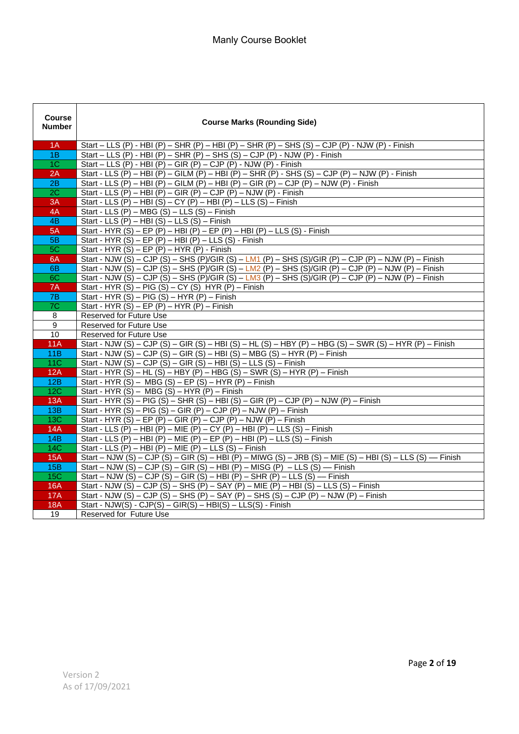# Manly Course Booklet

| Course Number | Course Marks (Rounding Side) |
|---|---|
| 1A | Start – LLS (P) - HBI (P) – SHR (P) – HBI (P) – SHR (P) – SHS (S) – CJP (P) - NJW (P) - Finish |
| 1B | Start – LLS (P) - HBI (P) – SHR (P) – SHS (S) – CJP (P) - NJW (P) - Finish |
| 1C | Start – LLS (P) - HBI (P) – GIR (P) – CJP (P) - NJW (P) - Finish |
| 2A | Start - LLS (P) – HBI (P) – GILM (P) – HBI (P) – SHR (P) - SHS (S) – CJP (P) – NJW (P) - Finish |
| 2B | Start - LLS (P) – HBI (P) – GILM (P) – HBI (P) – GIR (P) – CJP (P) – NJW (P) - Finish |
| 2C | Start - LLS (P) – HBI (P) – GIR (P) – CJP (P) – NJW (P) - Finish |
| 3A | Start - LLS (P) – HBI (S) – CY (P) – HBI (P) – LLS (S) – Finish |
| 4A | Start - LLS (P) – MBG (S) – LLS (S) – Finish |
| 4B | Start - LLS (P) – HBI (S) – LLS (S) – Finish |
| 5A | Start - HYR (S) – EP (P) – HBI (P) – EP (P) – HBI (P) – LLS (S) - Finish |
| 5B | Start - HYR (S) – EP (P) – HBI (P) – LLS (S) - Finish |
| 5C | Start - HYR (S) – EP (P) – HYR (P) - Finish |
| 6A | Start - NJW (S) – CJP (S) – SHS (P)/GIR (S) – LM1 (P) – SHS (S)/GIR (P) – CJP (P) – NJW (P) – Finish |
| 6B | Start - NJW (S) – CJP (S) – SHS (P)/GIR (S) – LM2 (P) – SHS (S)/GIR (P) – CJP (P) – NJW (P) – Finish |
| 6C | Start - NJW (S) – CJP (S) – SHS (P)/GIR (S) – LM3 (P) – SHS (S)/GIR (P) – CJP (P) – NJW (P) – Finish |
| 7A | Start - HYR (S) – PIG (S) – CY (S) HYR (P) – Finish |
| 7B | Start - HYR (S) – PIG (S) – HYR (P) – Finish |
| 7C | Start - HYR (S) – EP (P) – HYR (P) – Finish |
| 8 | Reserved for Future Use |
| 9 | Reserved for Future Use |
| 10 | Reserved for Future Use |
| 11A | Start - NJW (S) – CJP (S) – GIR (S) – HBI (S) – HL (S) – HBY (P) – HBG (S) – SWR (S) – HYR (P) – Finish |
| 11B | Start - NJW (S) – CJP (S) – GIR (S) – HBI (S) – MBG (S) – HYR (P) – Finish |
| 11C | Start - NJW (S) – CJP (S) – GIR (S) – HBI (S) – LLS (S) – Finish |
| 12A | Start - HYR (S) – HL (S) – HBY (P) – HBG (S) – SWR (S) – HYR (P) – Finish |
| 12B | Start - HYR (S) – MBG (S) – EP (S) – HYR (P) – Finish |
| 12C | Start - HYR (S) – MBG (S) – HYR (P) – Finish |
| 13A | Start - HYR (S) – PIG (S) – SHR (S) – HBI (S) – GIR (P) – CJP (P) – NJW (P) – Finish |
| 13B | Start - HYR (S) – PIG (S) – GIR (P) – CJP (P) – NJW (P) – Finish |
| 13C | Start - HYR (S) – EP (P) – GIR (P) – CJP (P) – NJW (P) – Finish |
| 14A | Start - LLS (P) – HBI (P) – MIE (P) – CY (P) – HBI (P) – LLS (S) – Finish |
| 14B | Start - LLS (P) – HBI (P) – MIE (P) – EP (P) – HBI (P) – LLS (S) – Finish |
| 14C | Start - LLS (P) – HBI (P) – MIE (P) – LLS (S) – Finish |
| 15A | Start – NJW (S) – CJP (S) – GIR (S) – HBI (P) – MIWG (S) – JRB (S) – MIE (S) – HBI (S) – LLS (S) — Finish |
| 15B | Start – NJW (S) – CJP (S) – GIR (S) – HBI (P) – MISG (P) – LLS (S) — Finish |
| 15C | Start – NJW (S) – CJP (S) – GIR (S) – HBI (P) – SHR (P) – LLS (S) — Finish |
| 16A | Start - NJW (S) – CJP (S) – SHS (P) – SAY (P) – MIE (P) – HBI (S) – LLS (S) – Finish |
| 17A | Start - NJW (S) – CJP (S) – SHS (P) – SAY (P) – SHS (S) – CJP (P) – NJW (P) – Finish |
| 18A | Start - NJW(S) - CJP(S) – GIR(S) – HBI(S) – LLS(S) - Finish |
| 19 | Reserved for Future Use |

Version 2
As of 17/09/2021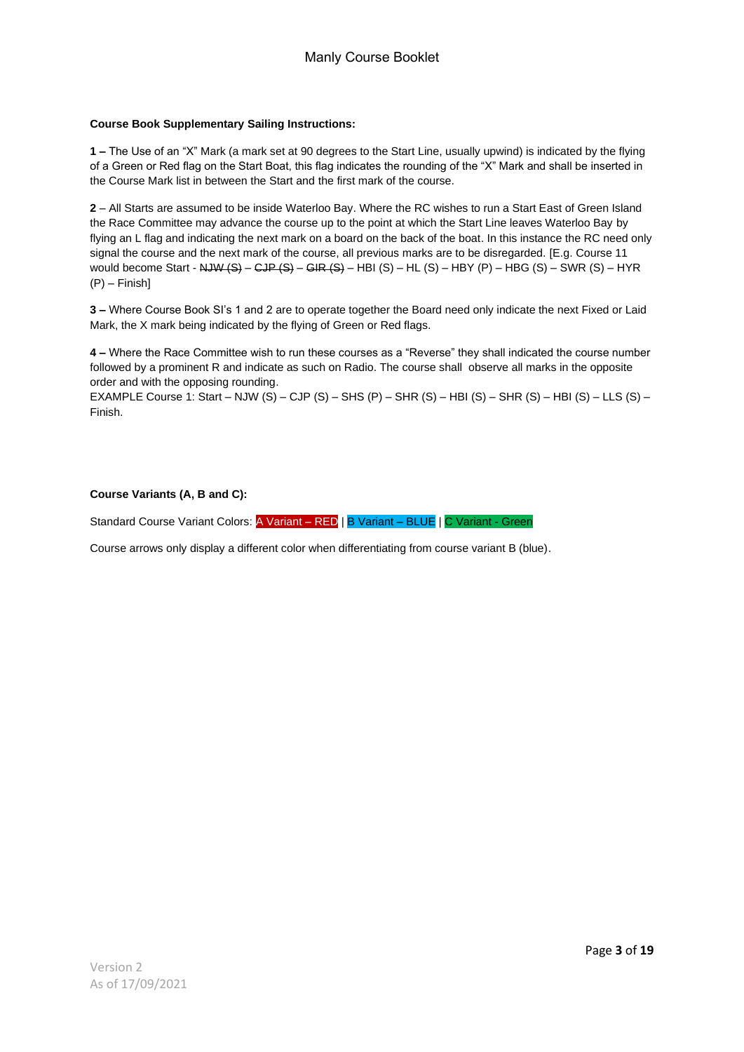**Course Book Supplementary Sailing Instructions:**

**1 –** The Use of an "X" Mark (a mark set at 90 degrees to the Start Line, usually upwind) is indicated by the flying of a Green or Red flag on the Start Boat, this flag indicates the rounding of the "X" Mark and shall be inserted in the Course Mark list in between the Start and the first mark of the course.

**2** – All Starts are assumed to be inside Waterloo Bay. Where the RC wishes to run a Start East of Green Island the Race Committee may advance the course up to the point at which the Start Line leaves Waterloo Bay by flying an L flag and indicating the next mark on a board on the back of the boat. In this instance the RC need only signal the course and the next mark of the course, all previous marks are to be disregarded. [E.g. Course 11 would become Start - ~~NJW (S)~~ – ~~CJP (S)~~ – ~~GIR (S)~~ – HBI (S) – HL (S) – HBY (P) – HBG (S) – SWR (S) – HYR (P) – Finish]

**3 –** Where Course Book SI's 1 and 2 are to operate together the Board need only indicate the next Fixed or Laid Mark, the X mark being indicated by the flying of Green or Red flags.

**4 –** Where the Race Committee wish to run these courses as a "Reverse" they shall indicated the course number followed by a prominent R and indicate as such on Radio. The course shall observe all marks in the opposite order and with the opposing rounding.

EXAMPLE Course 1: Start – NJW (S) – CJP (S) – SHS (P) – SHR (S) – HBI (S) – SHR (S) – HBI (S) – LLS (S) – Finish.

**Course Variants (A, B and C):**

Standard Course Variant Colors: A Variant – RED | B Variant – BLUE | C Variant - Green

Course arrows only display a different color when differentiating from course variant B (blue).

Version 2
As of 17/09/2021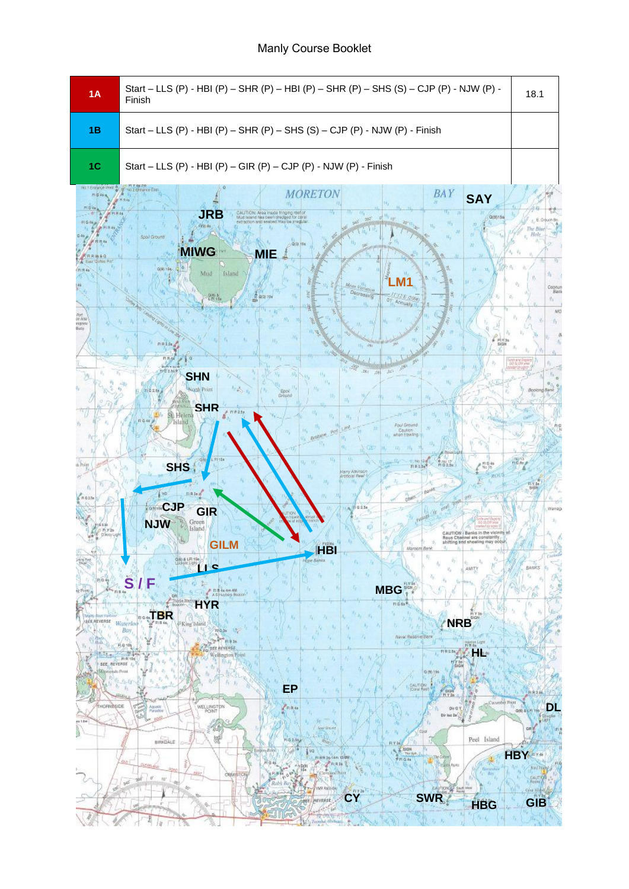Manly Course Booklet

| | | |
|---|---|---|
| **1A** | Start – LLS (P) - HBI (P) – SHR (P) – HBI (P) – SHR (P) – SHS (S) – CJP (P) - NJW (P) - Finish | 18.1 |
| **1B** | Start – LLS (P) - HBI (P) – SHR (P) – SHS (S) – CJP (P) - NJW (P) - Finish | |
| **1C** | Start – LLS (P) - HBI (P) – GIR (P) – CJP (P) - NJW (P) - Finish | |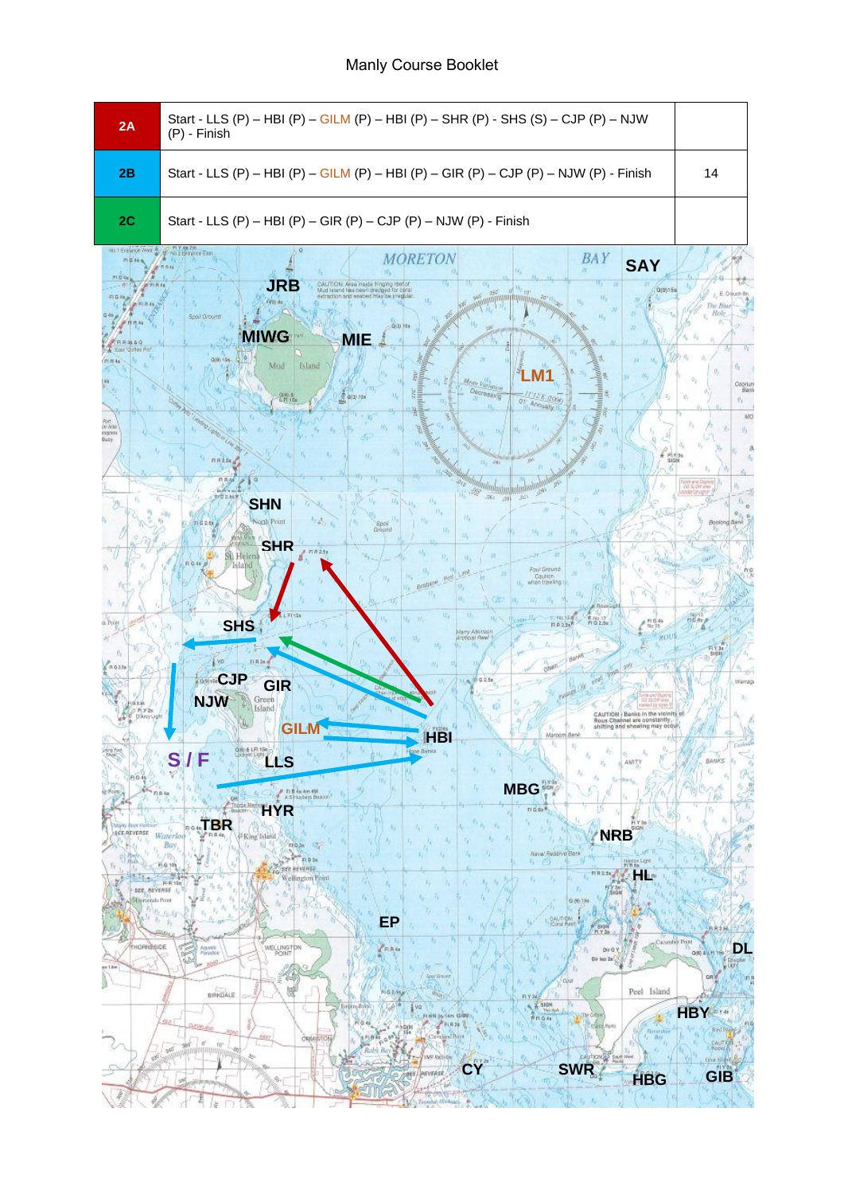Manly Course Booklet

| | | |
|---|---|---|
| 2A | Start - LLS (P) – HBI (P) – GILM (P) – HBI (P) – SHR (P) - SHS (S) – CJP (P) – NJW (P) - Finish | |
| 2B | Start - LLS (P) – HBI (P) – GILM (P) – HBI (P) – GIR (P) – CJP (P) – NJW (P) - Finish | 14 |
| 2C | Start - LLS (P) – HBI (P) – GIR (P) – CJP (P) – NJW (P) - Finish | |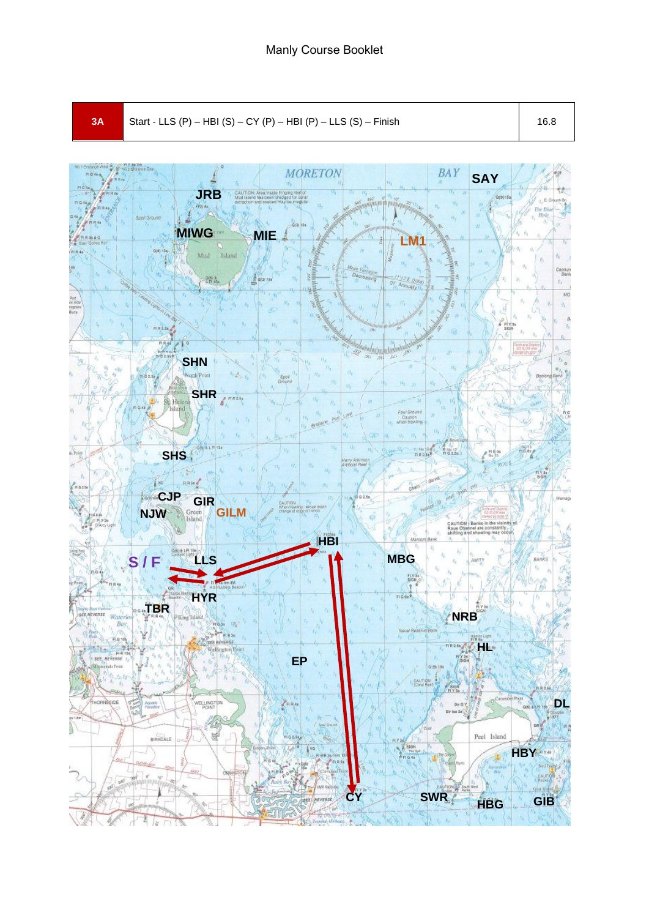| 3A | Start - LLS (P) – HBI (S) – CY (P) – HBI (P) – LLS (S) – Finish | 16.8 |
|---|---|---|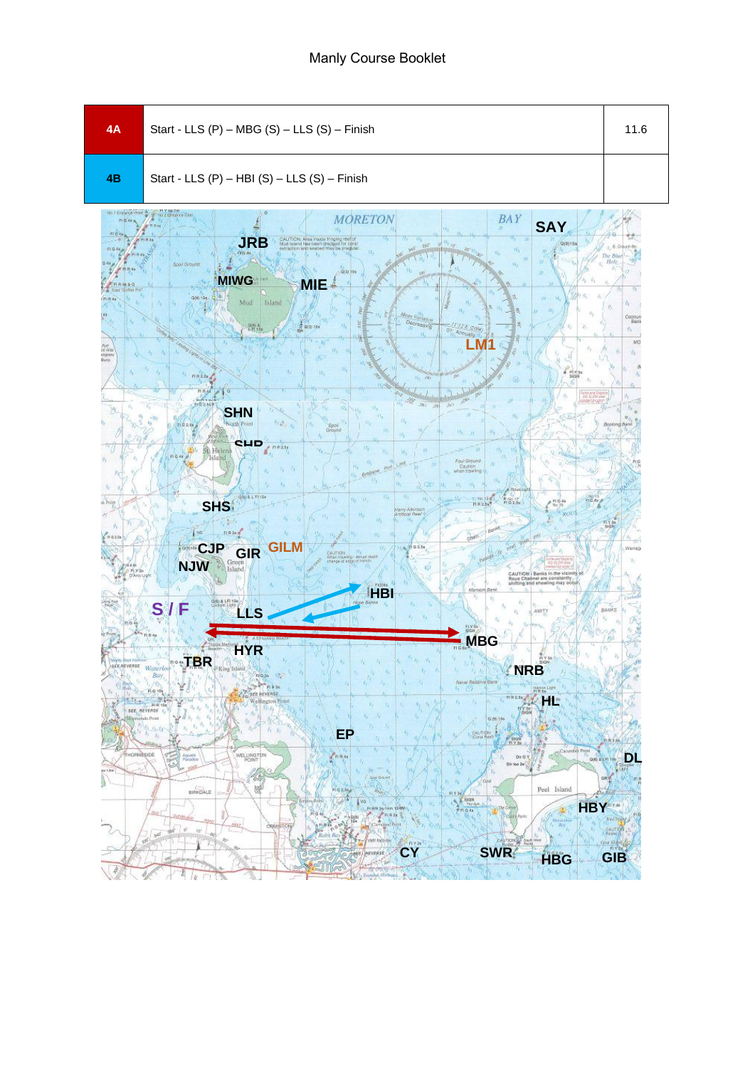Manly Course Booklet

| 4A | Start - LLS (P) – MBG (S) – LLS (S) – Finish | 11.6 |
|---|---|---|
| 4B | Start - LLS (P) – HBI (S) – LLS (S) – Finish | |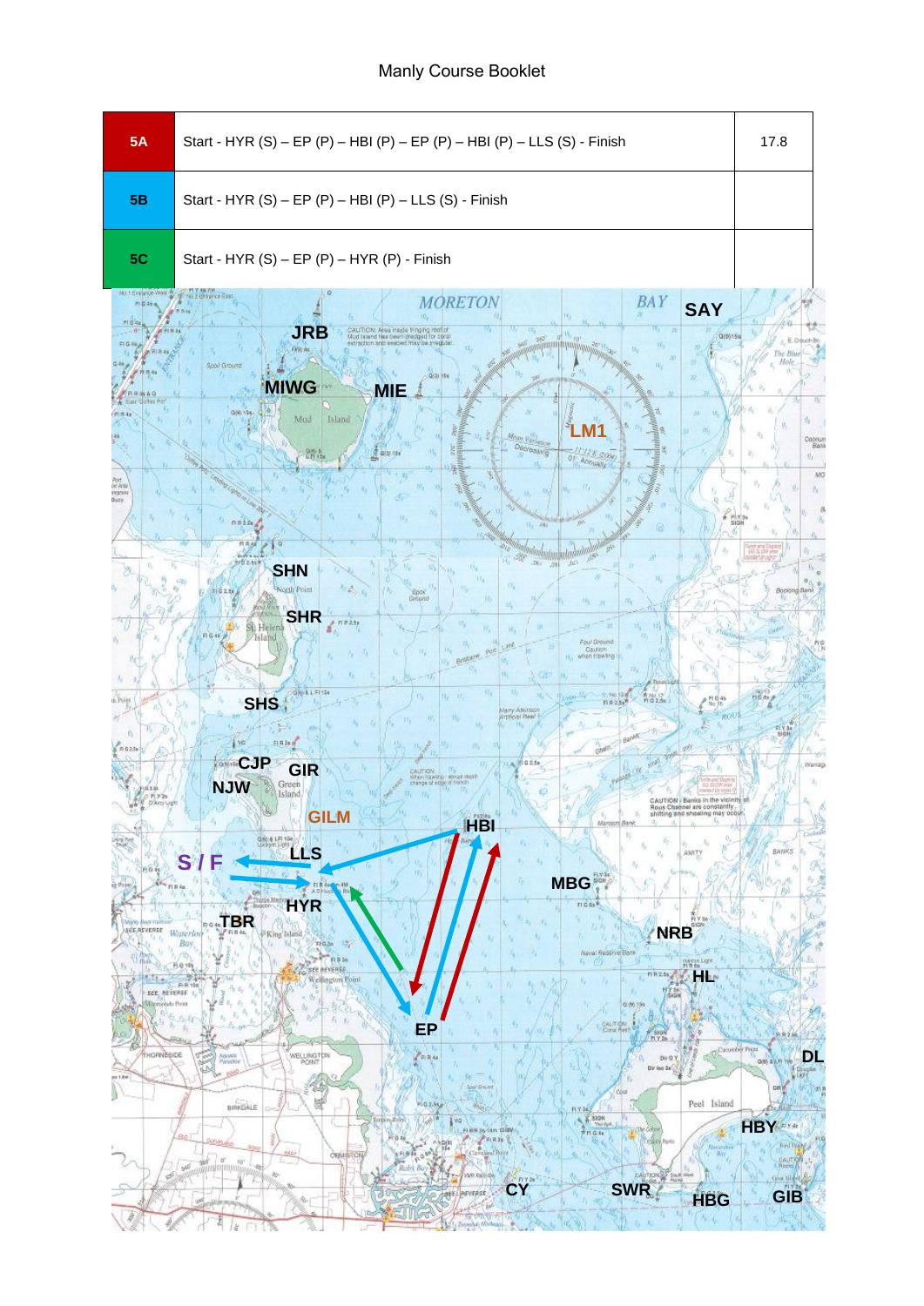Manly Course Booklet

| | | |
|---|---|---|
| 5A | Start - HYR (S) – EP (P) – HBI (P) – EP (P) – HBI (P) – LLS (S) - Finish | 17.8 |
| 5B | Start - HYR (S) – EP (P) – HBI (P) – LLS (S) - Finish | |
| 5C | Start - HYR (S) – EP (P) – HYR (P) - Finish | |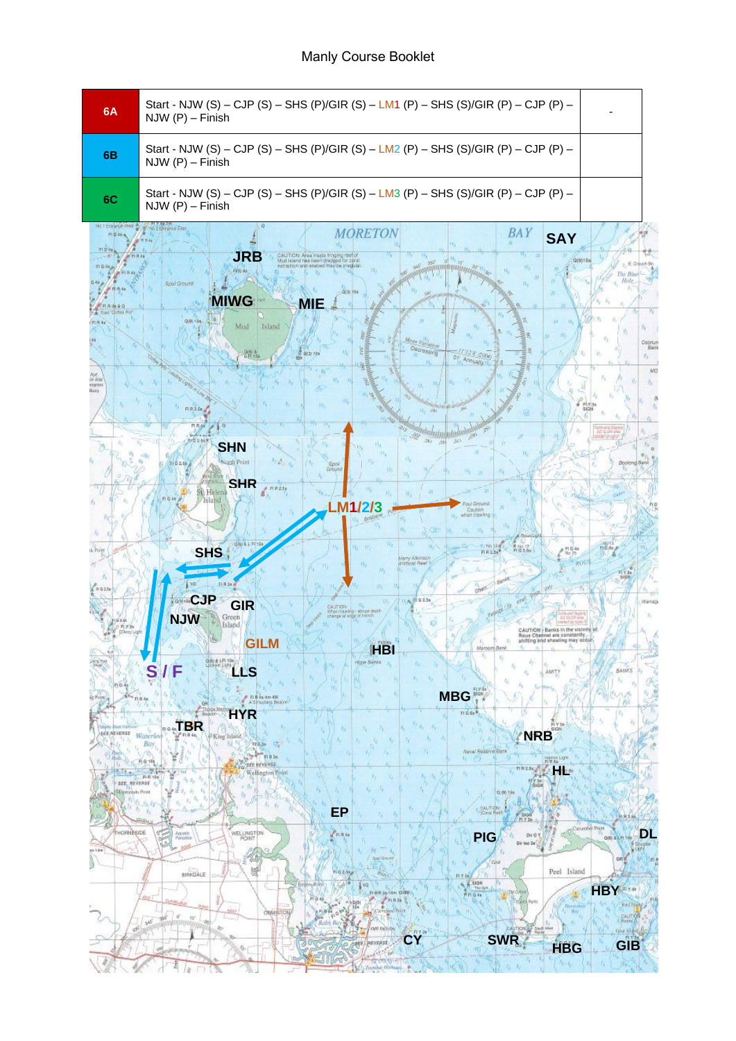Manly Course Booklet

| 6A | Start - NJW (S) – CJP (S) – SHS (P)/GIR (S) – LM1 (P) – SHS (S)/GIR (P) – CJP (P) – NJW (P) – Finish | - |
|---|---|---|
| 6B | Start - NJW (S) – CJP (S) – SHS (P)/GIR (S) – LM2 (P) – SHS (S)/GIR (P) – CJP (P) – NJW (P) – Finish | |
| 6C | Start - NJW (S) – CJP (S) – SHS (P)/GIR (S) – LM3 (P) – SHS (S)/GIR (P) – CJP (P) – NJW (P) – Finish | |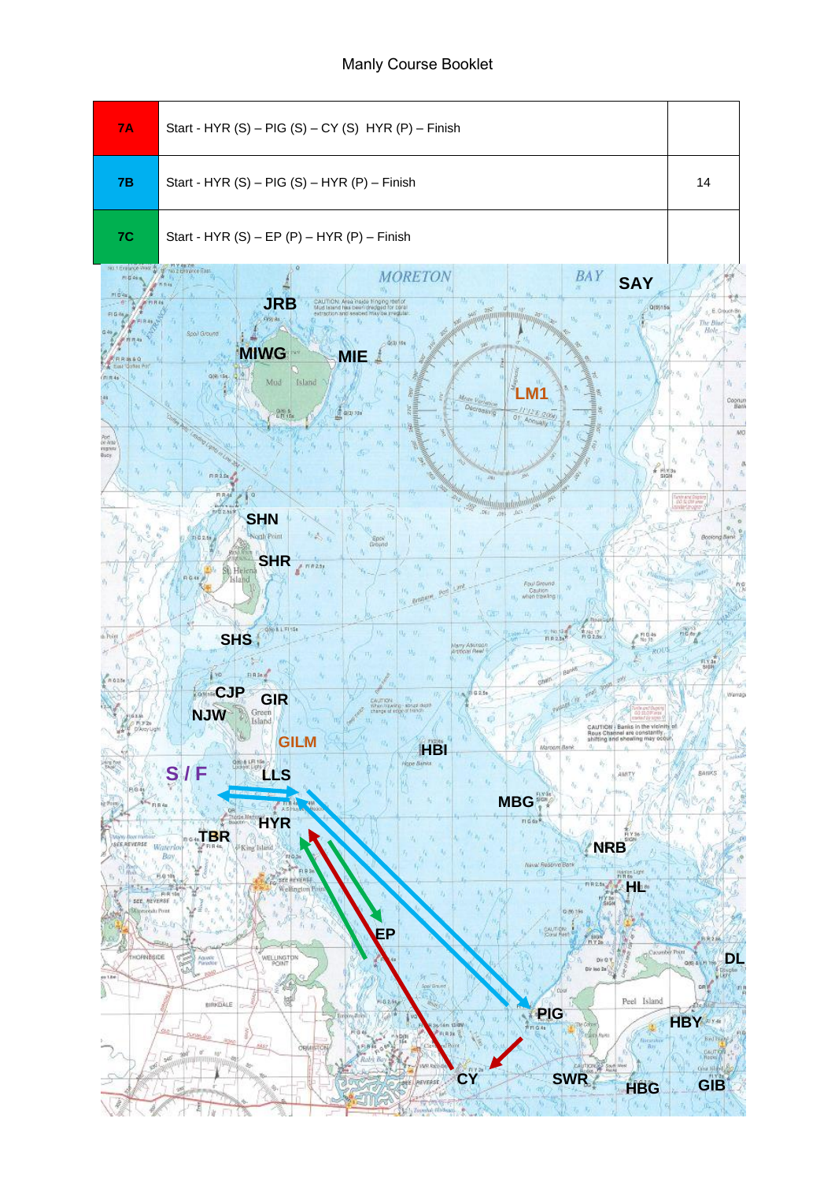| | | |
|---|---|---|
| 7A | Start - HYR (S) – PIG (S) – CY (S)  HYR (P) – Finish | |
| 7B | Start - HYR (S) – PIG (S) – HYR (P) – Finish | 14 |
| 7C | Start - HYR (S) – EP (P) – HYR (P) – Finish | |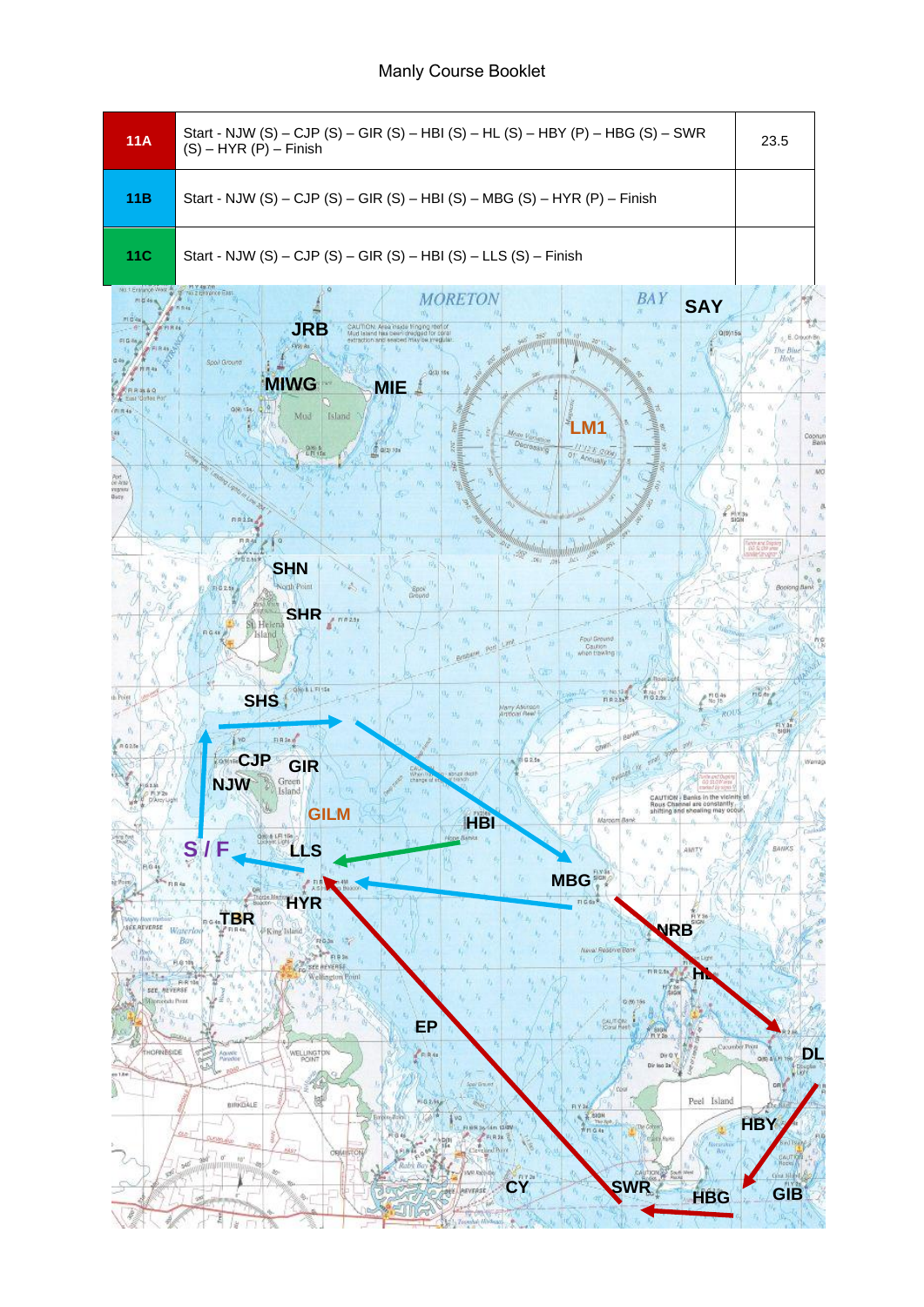Manly Course Booklet

| | | |
|---|---|---|
| 11A | Start - NJW (S) – CJP (S) – GIR (S) – HBI (S) – HL (S) – HBY (P) – HBG (S) – SWR (S) – HYR (P) – Finish | 23.5 |
| 11B | Start - NJW (S) – CJP (S) – GIR (S) – HBI (S) – MBG (S) – HYR (P) – Finish | |
| 11C | Start - NJW (S) – CJP (S) – GIR (S) – HBI (S) – LLS (S) – Finish | |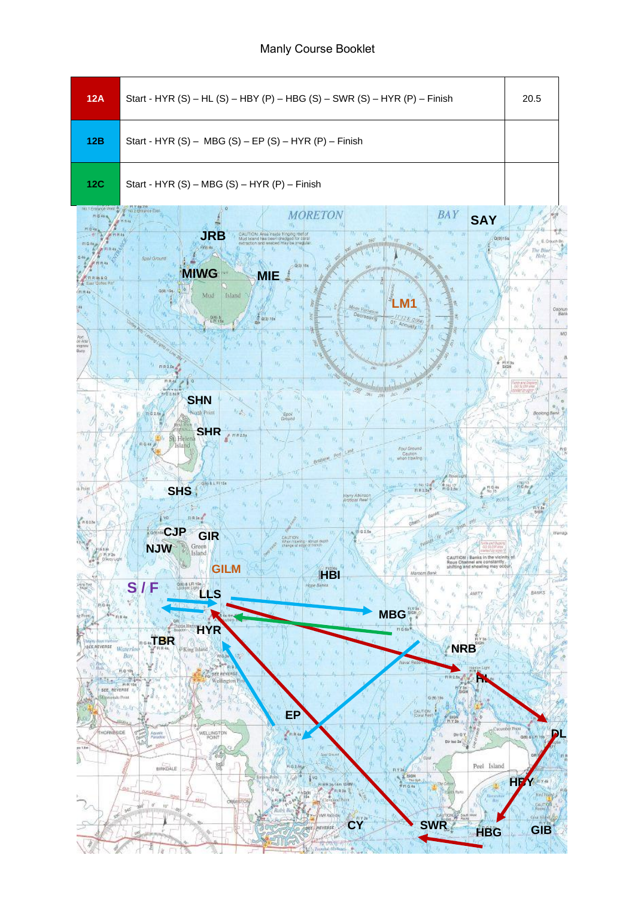Manly Course Booklet

| 12A | Start - HYR (S) – HL (S) – HBY (P) – HBG (S) – SWR (S) – HYR (P) – Finish | 20.5 |
| --- | --- | --- |
| 12B | Start - HYR (S) – MBG (S) – EP (S) – HYR (P) – Finish | |
| 12C | Start - HYR (S) – MBG (S) – HYR (P) – Finish | |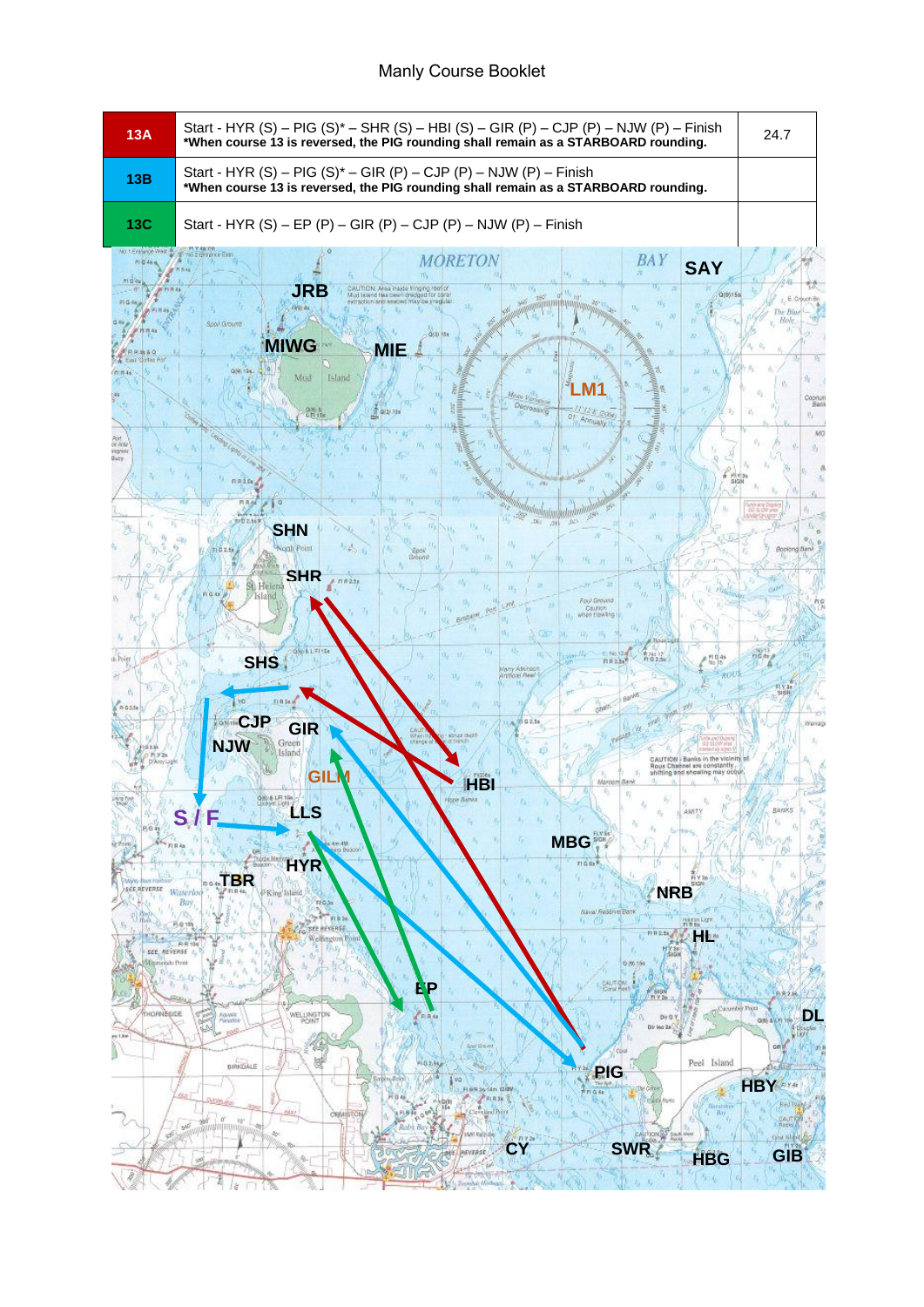| | | |
|---|---|---|
| 13A | Start - HYR (S) – PIG (S)* – SHR (S) – HBI (S) – GIR (P) – CJP (P) – NJW (P) – Finish<br>**\*When course 13 is reversed, the PIG rounding shall remain as a STARBOARD rounding.** | 24.7 |
| 13B | Start - HYR (S) – PIG (S)* – GIR (P) – CJP (P) – NJW (P) – Finish<br>**\*When course 13 is reversed, the PIG rounding shall remain as a STARBOARD rounding.** | |
| 13C | Start - HYR (S) – EP (P) – GIR (P) – CJP (P) – NJW (P) – Finish | |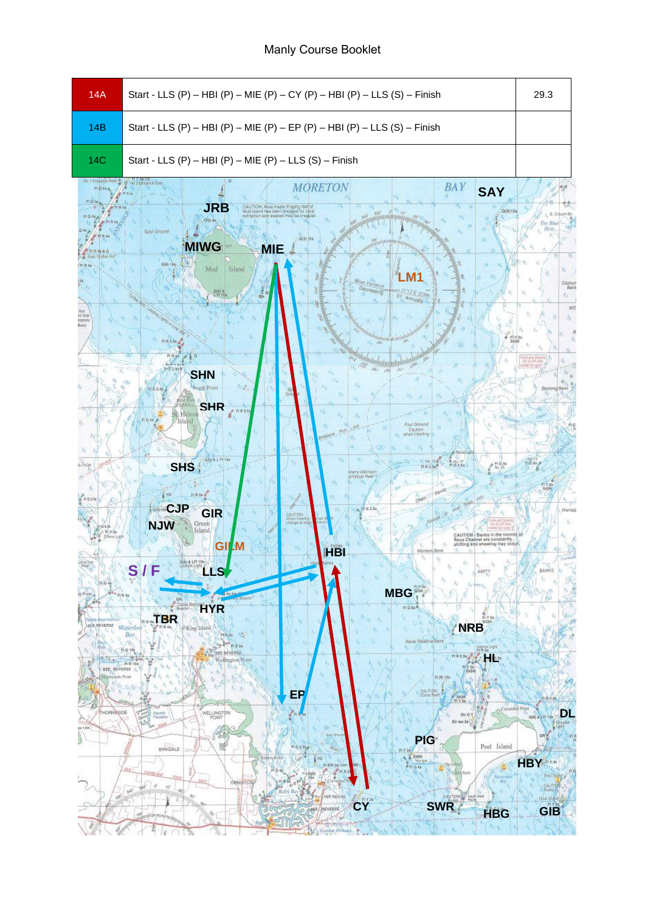Manly Course Booklet

| | | |
|---|---|---|
| 14A | Start - LLS (P) – HBI (P) – MIE (P) – CY (P) – HBI (P) – LLS (S) – Finish | 29.3 |
| 14B | Start - LLS (P) – HBI (P) – MIE (P) – EP (P) – HBI (P) – LLS (S) – Finish | |
| 14C | Start - LLS (P) – HBI (P) – MIE (P) – LLS (S) – Finish | |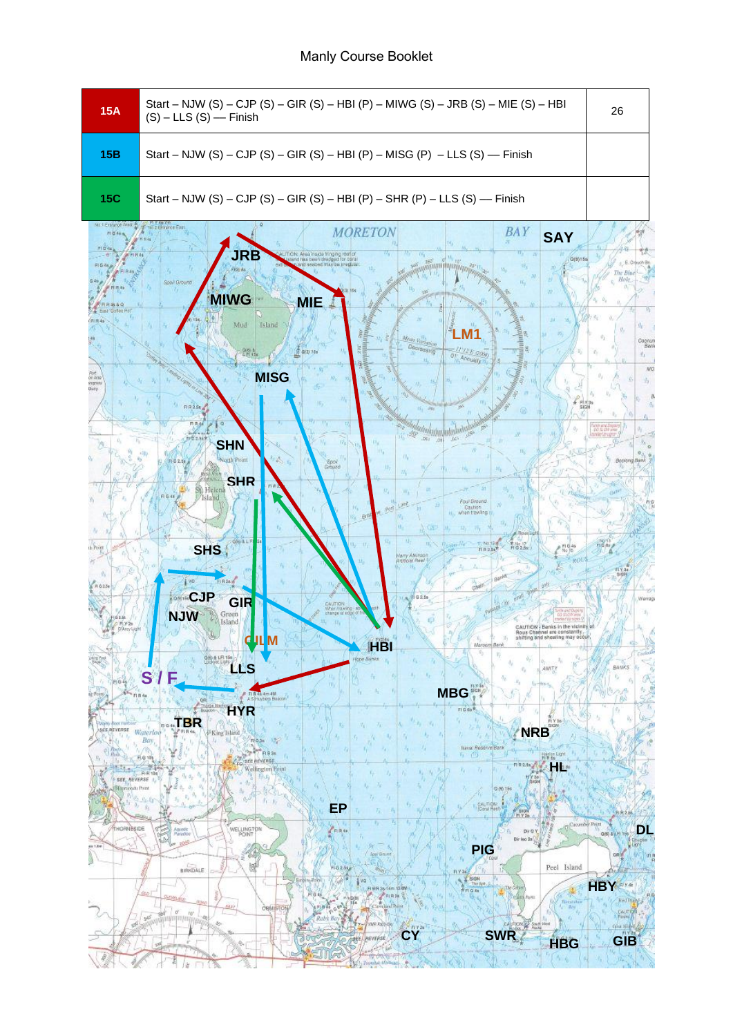| | | |
|---|---|---|
| **15A** | Start – NJW (S) – CJP (S) – GIR (S) – HBI (P) – MIWG (S) – JRB (S) – MIE (S) – HBI (S) – LLS (S) — Finish | 26 |
| **15B** | Start – NJW (S) – CJP (S) – GIR (S) – HBI (P) – MISG (P) – LLS (S) — Finish | |
| **15C** | Start – NJW (S) – CJP (S) – GIR (S) – HBI (P) – SHR (P) – LLS (S) — Finish | |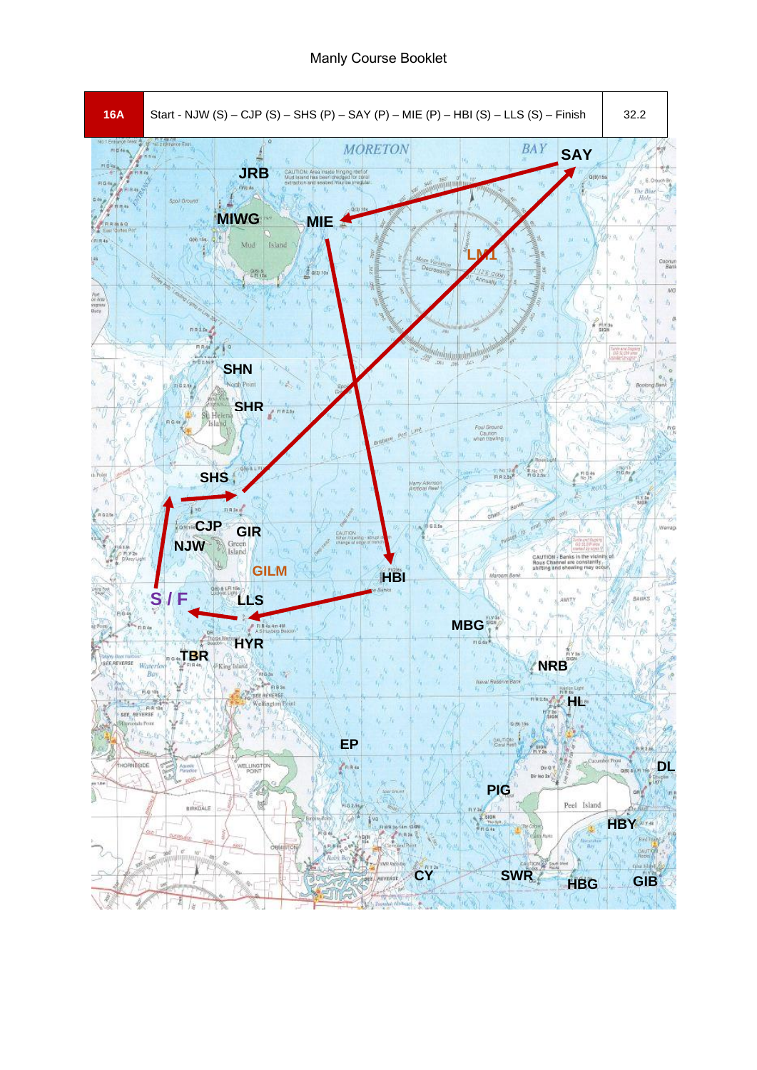| 16A | Start - NJW (S) – CJP (S) – SHS (P) – SAY (P) – MIE (P) – HBI (S) – LLS (S) – Finish | 32.2 |
|---|---|---|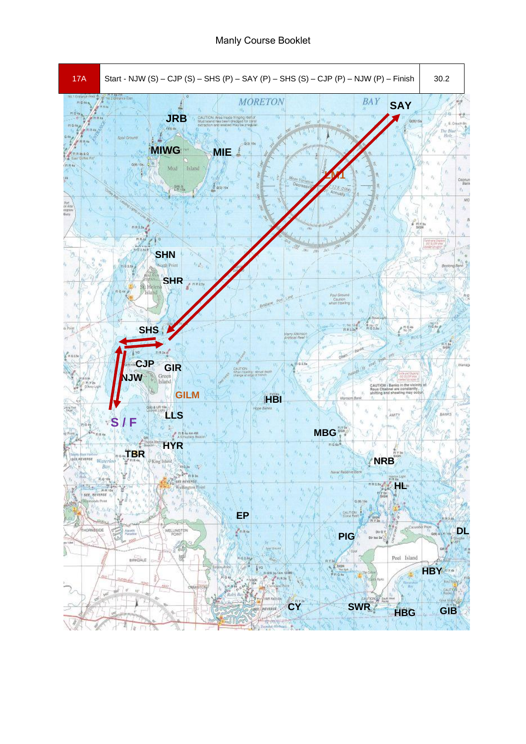| 17A | Start - NJW (S) – CJP (S) – SHS (P) – SAY (P) – SHS (S) – CJP (P) – NJW (P) – Finish | 30.2 |
| --- | --- | --- |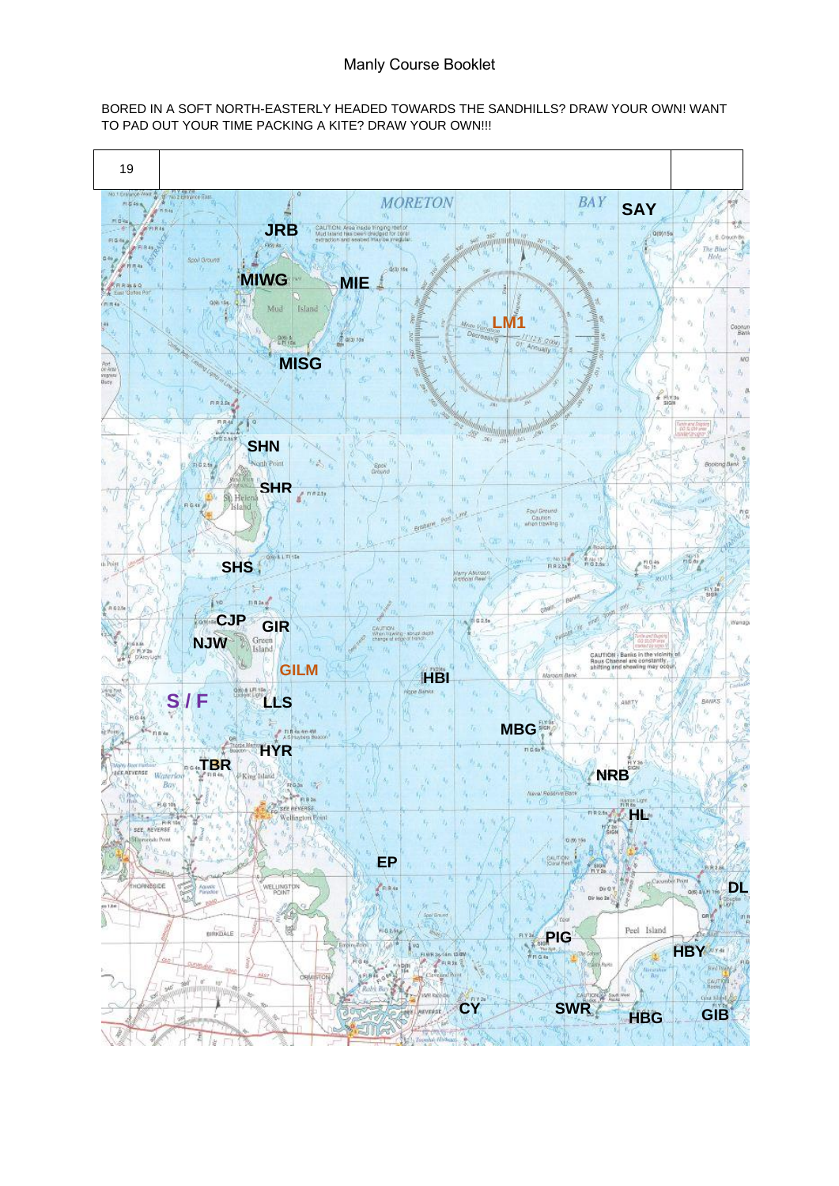BORED IN A SOFT NORTH-EASTERLY HEADED TOWARDS THE SANDHILLS? DRAW YOUR OWN! WANT TO PAD OUT YOUR TIME PACKING A KITE? DRAW YOUR OWN!!!

| 19 | | |
|---|---|---|

MORETON BAY

SAY

JRB

MIWG

MIE

LM1

MISG

SHN

SHR

SHS

CJP

GIR

NJW

GILM

HBI

S / F

LLS

MBG

HYR

TBR

NRB

HL

EP

DL

PIG

HBY

CY

SWR

HBG

GIB